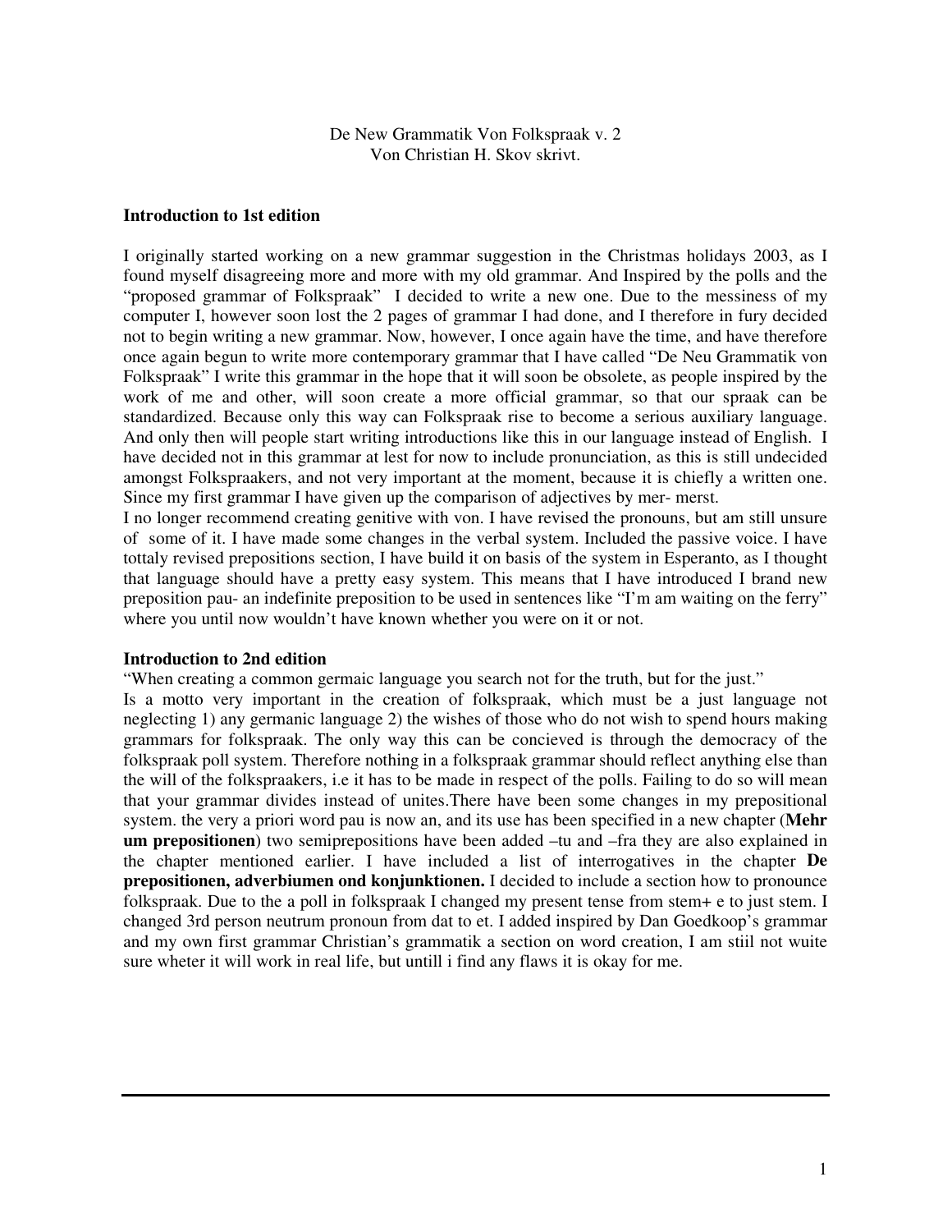De New Grammatik Von Folkspraak v. 2
Von Christian H. Skov skrivt.

**Introduction to 1st edition**

I originally started working on a new grammar suggestion in the Christmas holidays 2003, as I found myself disagreeing more and more with my old grammar. And Inspired by the polls and the "proposed grammar of Folkspraak" I decided to write a new one. Due to the messiness of my computer I, however soon lost the 2 pages of grammar I had done, and I therefore in fury decided not to begin writing a new grammar. Now, however, I once again have the time, and have therefore once again begun to write more contemporary grammar that I have called "De Neu Grammatik von Folkspraak" I write this grammar in the hope that it will soon be obsolete, as people inspired by the work of me and other, will soon create a more official grammar, so that our spraak can be standardized. Because only this way can Folkspraak rise to become a serious auxiliary language. And only then will people start writing introductions like this in our language instead of English. I have decided not in this grammar at lest for now to include pronunciation, as this is still undecided amongst Folkspraakers, and not very important at the moment, because it is chiefly a written one. Since my first grammar I have given up the comparison of adjectives by mer- merst.
I no longer recommend creating genitive with von. I have revised the pronouns, but am still unsure of some of it. I have made some changes in the verbal system. Included the passive voice. I have tottaly revised prepositions section, I have build it on basis of the system in Esperanto, as I thought that language should have a pretty easy system. This means that I have introduced I brand new preposition pau- an indefinite preposition to be used in sentences like "I'm am waiting on the ferry" where you until now wouldn't have known whether you were on it or not.

**Introduction to 2nd edition**

"When creating a common germaic language you search not for the truth, but for the just."
Is a motto very important in the creation of folkspraak, which must be a just language not neglecting 1) any germanic language 2) the wishes of those who do not wish to spend hours making grammars for folkspraak. The only way this can be concieved is through the democracy of the folkspraak poll system. Therefore nothing in a folkspraak grammar should reflect anything else than the will of the folkspraakers, i.e it has to be made in respect of the polls. Failing to do so will mean that your grammar divides instead of unites.There have been some changes in my prepositional system. the very a priori word pau is now an, and its use has been specified in a new chapter (**Mehr um prepositionen**) two semiprepositions have been added –tu and –fra they are also explained in the chapter mentioned earlier. I have included a list of interrogatives in the chapter **De prepositionen, adverbiumen ond konjunktionen.** I decided to include a section how to pronounce folkspraak. Due to the a poll in folkspraak I changed my present tense from stem+ e to just stem. I changed 3rd person neutrum pronoun from dat to et. I added inspired by Dan Goedkoop's grammar and my own first grammar Christian's grammatik a section on word creation, I am stiil not wuite sure wheter it will work in real life, but untill i find any flaws it is okay for me.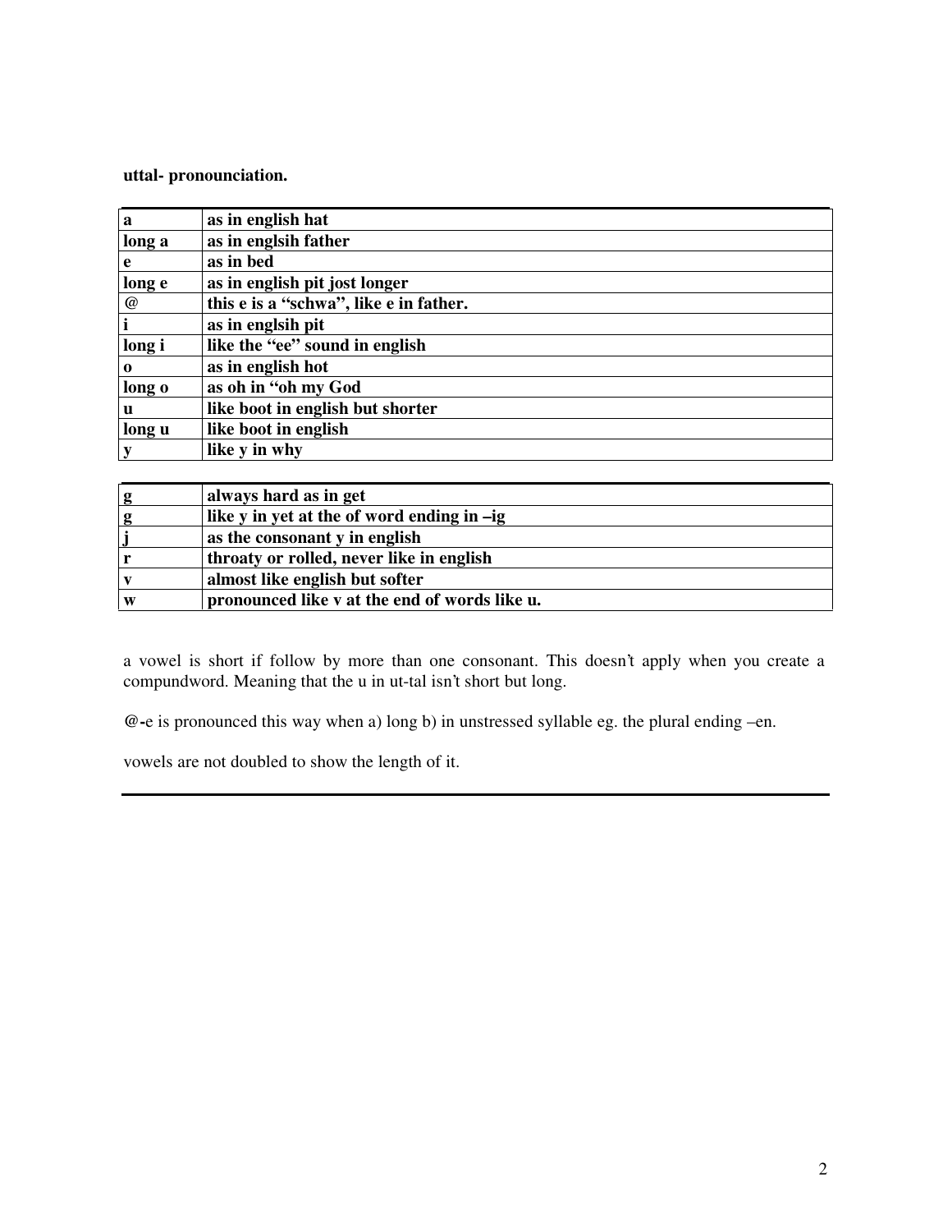**uttal- pronounciation.**

| **a** | **as in english hat** |
|---|---|
| **long a** | **as in englsih father** |
| **e** | **as in bed** |
| **long e** | **as in english pit jost longer** |
| **@** | **this e is a "schwa", like e in father.** |
| **i** | **as in englsih pit** |
| **long i** | **like the "ee" sound in english** |
| **o** | **as in english hot** |
| **long o** | **as oh in "oh my God** |
| **u** | **like boot in english but shorter** |
| **long u** | **like boot in english** |
| **y** | **like y in why** |

| **g** | **always hard as in get** |
|---|---|
| **g** | **like y in yet at the of word ending in –ig** |
| **j** | **as the consonant y in english** |
| **r** | **throaty or rolled, never like in english** |
| **v** | **almost like english but softer** |
| **w** | **pronounced like v at the end of words like u.** |

a vowel is short if follow by more than one consonant. This doesn't apply when you create a compundword. Meaning that the u in ut-tal isn't short but long.

**@-**e is pronounced this way when a) long b) in unstressed syllable eg. the plural ending –en.

vowels are not doubled to show the length of it.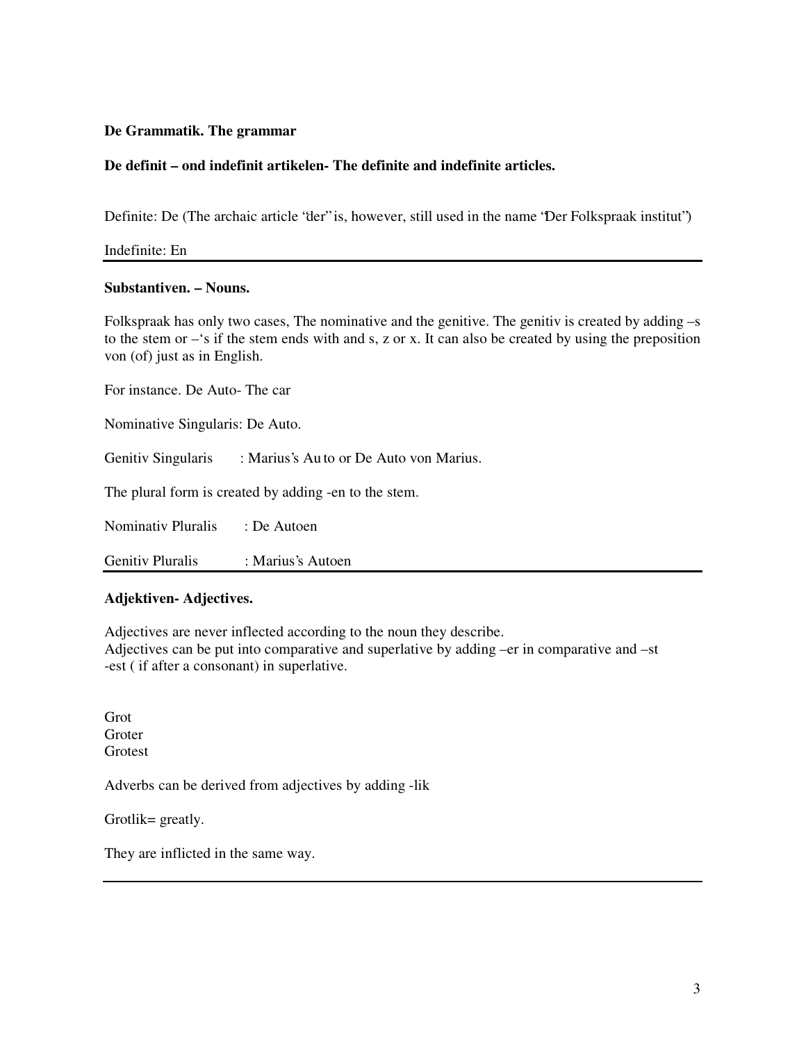**De Grammatik. The grammar**

**De definit – ond indefinit artikelen- The definite and indefinite articles.**

Definite: De (The archaic article "der" is, however, still used in the name "Der Folkspraak institut")

Indefinite: En

---

**Substantiven. – Nouns.**

Folkspraak has only two cases, The nominative and the genitive. The genitiv is created by adding –s to the stem or –'s if the stem ends with and s, z or x. It can also be created by using the preposition von (of) just as in English.

For instance. De Auto- The car

Nominative Singularis: De Auto.

Genitiv Singularis : Marius's Auto or De Auto von Marius.

The plural form is created by adding -en to the stem.

Nominativ Pluralis : De Autoen

Genitiv Pluralis : Marius's Autoen

---

**Adjektiven- Adjectives.**

Adjectives are never inflected according to the noun they describe.
Adjectives can be put into comparative and superlative by adding –er in comparative and –st
-est ( if after a consonant) in superlative.

Grot
Groter
Grotest

Adverbs can be derived from adjectives by adding -lik

Grotlik= greatly.

They are inflicted in the same way.

---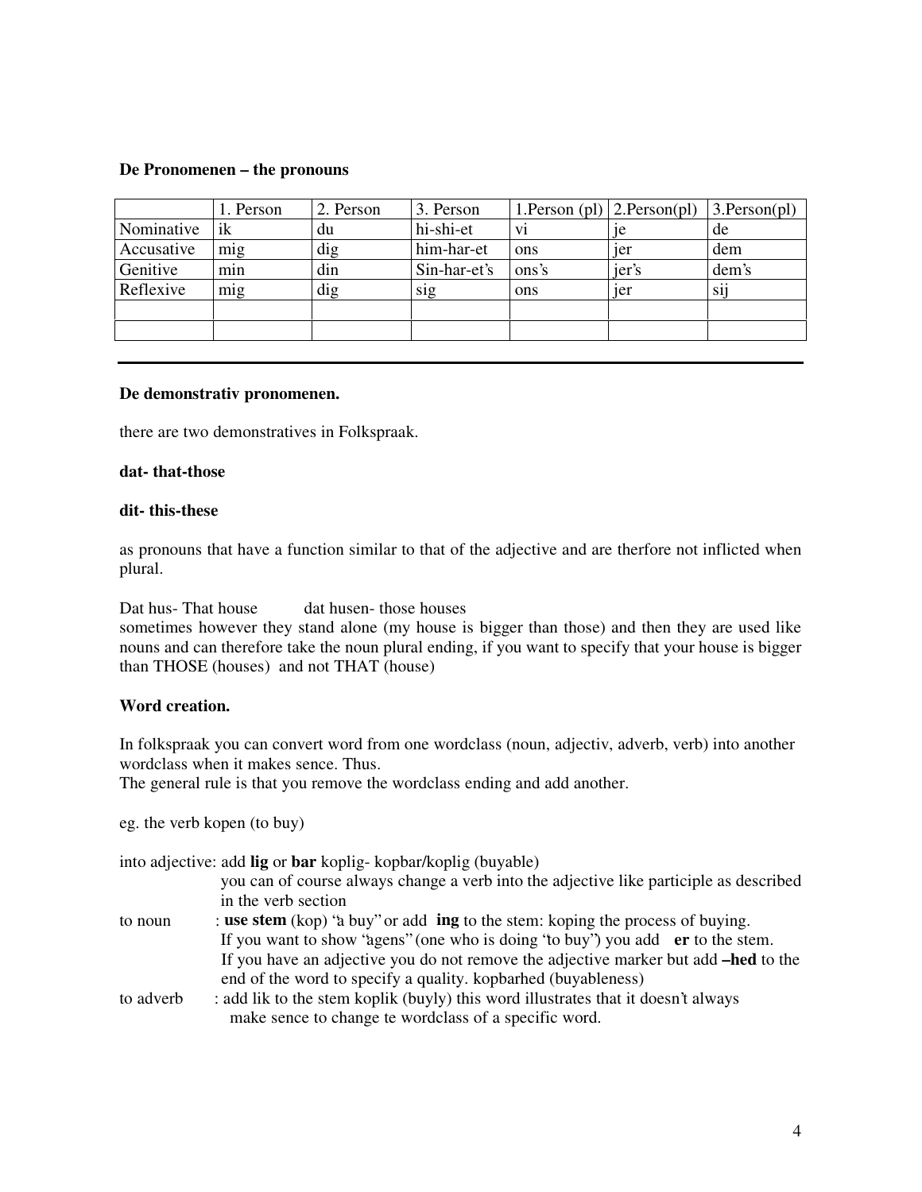**De Pronomenen – the pronouns**

| | 1. Person | 2. Person | 3. Person | 1.Person (pl) | 2.Person(pl) | 3.Person(pl) |
|---|---|---|---|---|---|---|
| Nominative | ik | du | hi-shi-et | vi | je | de |
| Accusative | mig | dig | him-har-et | ons | jer | dem |
| Genitive | min | din | Sin-har-et's | ons's | jer's | dem's |
| Reflexive | mig | dig | sig | ons | jer | sij |
| | | | | | | |
| | | | | | | |

---

**De demonstrativ pronomenen.**

there are two demonstratives in Folkspraak.

**dat- that-those**

**dit- this-these**

as pronouns that have a function similar to that of the adjective and are therfore not inflicted when plural.

Dat hus- That house  dat husen- those houses
sometimes however they stand alone (my house is bigger than those) and then they are used like nouns and can therefore take the noun plural ending, if you want to specify that your house is bigger than THOSE (houses) and not THAT (house)

**Word creation.**

In folkspraak you can convert word from one wordclass (noun, adjectiv, adverb, verb) into another wordclass when it makes sence. Thus.
The general rule is that you remove the wordclass ending and add another.

eg. the verb kopen (to buy)

into adjective: add **lig** or **bar** koplig- kopbar/koplig (buyable)
you can of course always change a verb into the adjective like participle as described in the verb section

to noun : **use stem** (kop) "a buy" or add **ing** to the stem: koping the process of buying.
If you want to show "agens" (one who is doing "to buy") you add **er** to the stem.
If you have an adjective you do not remove the adjective marker but add **–hed** to the end of the word to specify a quality. kopbarhed (buyableness)

to adverb : add lik to the stem koplik (buyly) this word illustrates that it doesn't always make sence to change te wordclass of a specific word.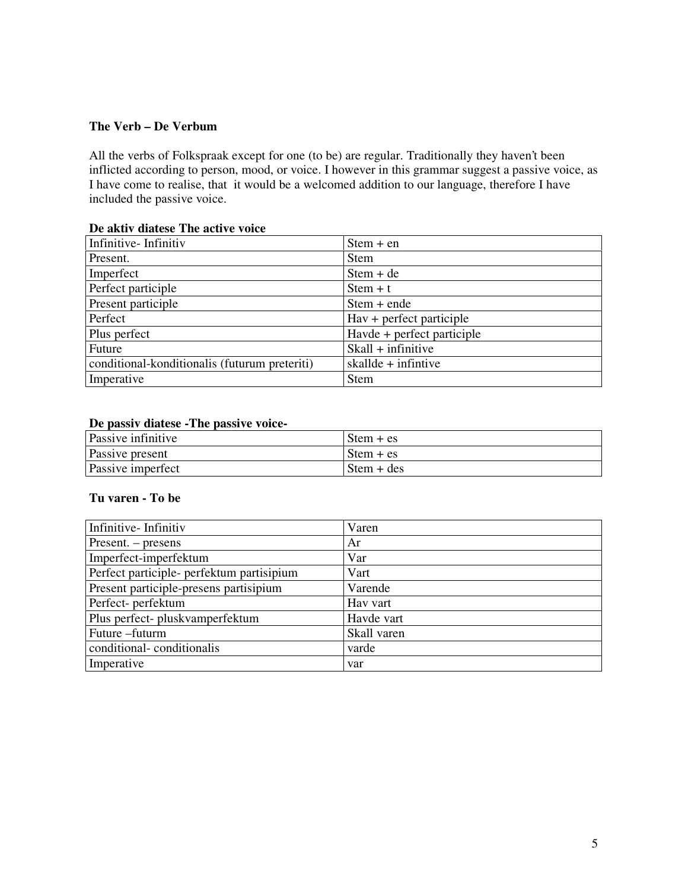**The Verb – De Verbum**

All the verbs of Folkspraak except for one (to be) are regular. Traditionally they haven't been inflicted according to person, mood, or voice. I however in this grammar suggest a passive voice, as I have come to realise, that it would be a welcomed addition to our language, therefore I have included the passive voice.

**De aktiv diatese The active voice**

| Infinitive- Infinitiv | Stem + en |
|---|---|
| Present. | Stem |
| Imperfect | Stem + de |
| Perfect participle | Stem + t |
| Present participle | Stem + ende |
| Perfect | Hav + perfect participle |
| Plus perfect | Havde + perfect participle |
| Future | Skall + infinitive |
| conditional-konditionalis (futurum preteriti) | skallde + infintive |
| Imperative | Stem |

**De passiv diatese -The passive voice-**

| Passive infinitive | Stem + es |
|---|---|
| Passive present | Stem + es |
| Passive imperfect | Stem + des |

**Tu varen - To be**

| Infinitive- Infinitiv | Varen |
|---|---|
| Present. – presens | Ar |
| Imperfect-imperfektum | Var |
| Perfect participle- perfektum partisipium | Vart |
| Present participle-presens partisipium | Varende |
| Perfect- perfektum | Hav vart |
| Plus perfect- pluskvamperfektum | Havde vart |
| Future –futurm | Skall varen |
| conditional- conditionalis | varde |
| Imperative | var |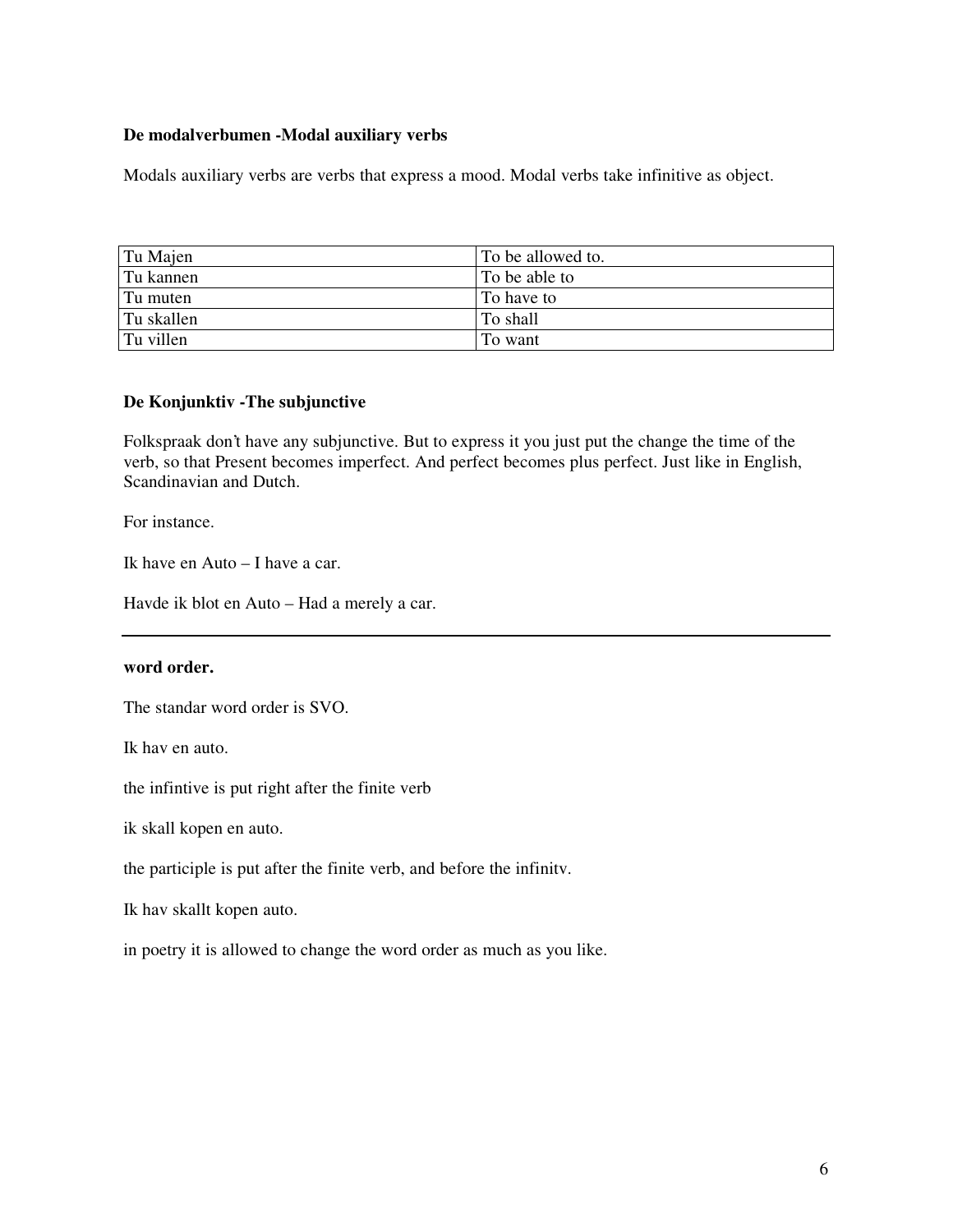**De modalverbumen -Modal auxiliary verbs**

Modals auxiliary verbs are verbs that express a mood. Modal verbs take infinitive as object.

| Tu Majen | To be allowed to. |
|---|---|
| Tu kannen | To be able to |
| Tu muten | To have to |
| Tu skallen | To shall |
| Tu villen | To want |

**De Konjunktiv -The subjunctive**

Folkspraak don't have any subjunctive. But to express it you just put the change the time of the verb, so that Present becomes imperfect. And perfect becomes plus perfect. Just like in English, Scandinavian and Dutch.

For instance.

Ik have en Auto – I have a car.

Havde ik blot en Auto – Had a merely a car.

---

**word order.**

The standar word order is SVO.

Ik hav en auto.

the infintive is put right after the finite verb

ik skall kopen en auto.

the participle is put after the finite verb, and before the infinitv.

Ik hav skallt kopen auto.

in poetry it is allowed to change the word order as much as you like.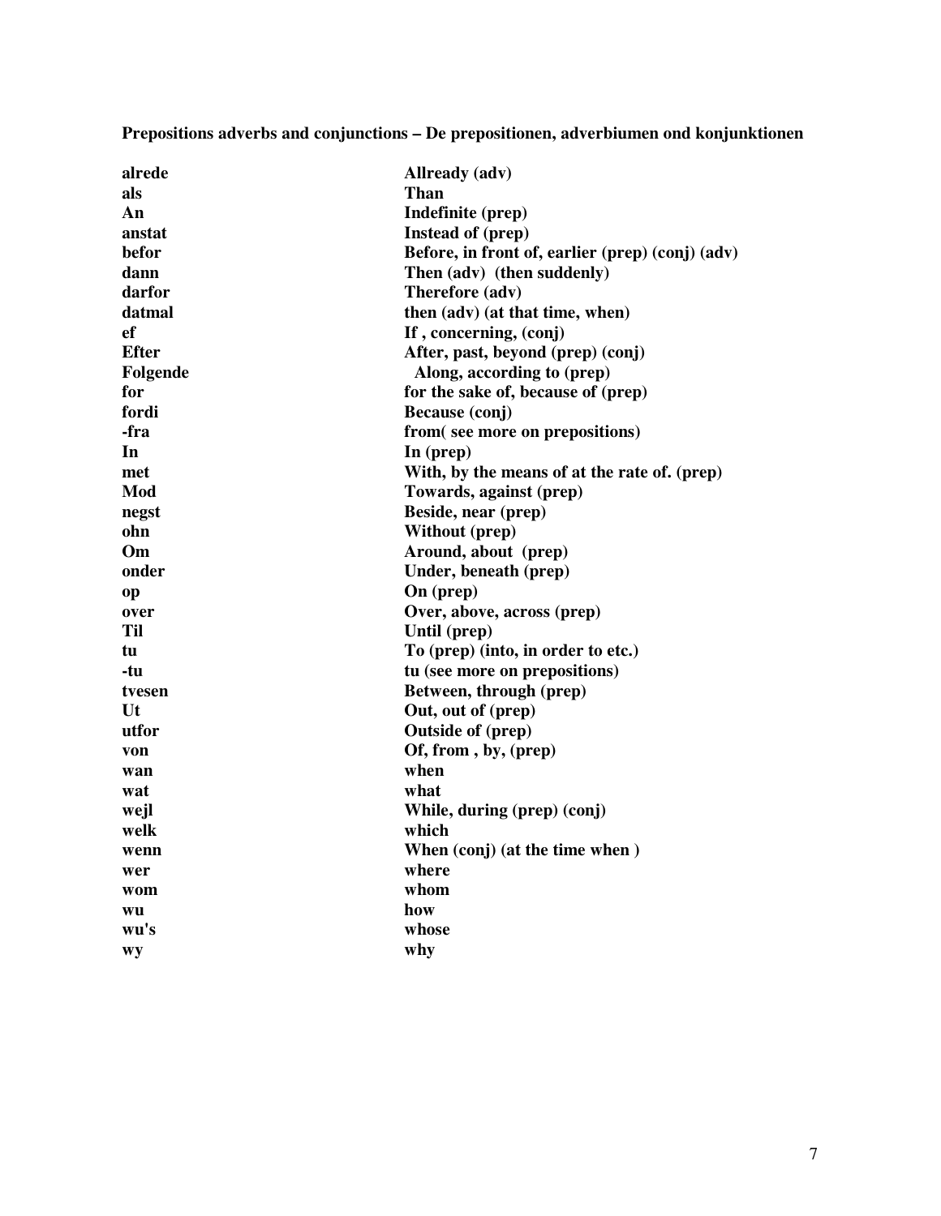**Prepositions adverbs and conjunctions – De prepositionen, adverbiumen ond konjunktionen**

| | |
|---|---|
| **alrede** | **Allready (adv)** |
| **als** | **Than** |
| **An** | **Indefinite (prep)** |
| **anstat** | **Instead of (prep)** |
| **befor** | **Before, in front of, earlier (prep) (conj) (adv)** |
| **dann** | **Then (adv) (then suddenly)** |
| **darfor** | **Therefore (adv)** |
| **datmal** | **then (adv) (at that time, when)** |
| **ef** | **If , concerning, (conj)** |
| **Efter** | **After, past, beyond (prep) (conj)** |
| **Folgende** | **Along, according to (prep)** |
| **for** | **for the sake of, because of (prep)** |
| **fordi** | **Because (conj)** |
| **-fra** | **from( see more on prepositions)** |
| **In** | **In (prep)** |
| **met** | **With, by the means of at the rate of. (prep)** |
| **Mod** | **Towards, against (prep)** |
| **negst** | **Beside, near (prep)** |
| **ohn** | **Without (prep)** |
| **Om** | **Around, about (prep)** |
| **onder** | **Under, beneath (prep)** |
| **op** | **On (prep)** |
| **over** | **Over, above, across (prep)** |
| **Til** | **Until (prep)** |
| **tu** | **To (prep) (into, in order to etc.)** |
| **-tu** | **tu (see more on prepositions)** |
| **tvesen** | **Between, through (prep)** |
| **Ut** | **Out, out of (prep)** |
| **utfor** | **Outside of (prep)** |
| **von** | **Of, from , by, (prep)** |
| **wan** | **when** |
| **wat** | **what** |
| **wejl** | **While, during (prep) (conj)** |
| **welk** | **which** |
| **wenn** | **When (conj) (at the time when )** |
| **wer** | **where** |
| **wom** | **whom** |
| **wu** | **how** |
| **wu's** | **whose** |
| **wy** | **why** |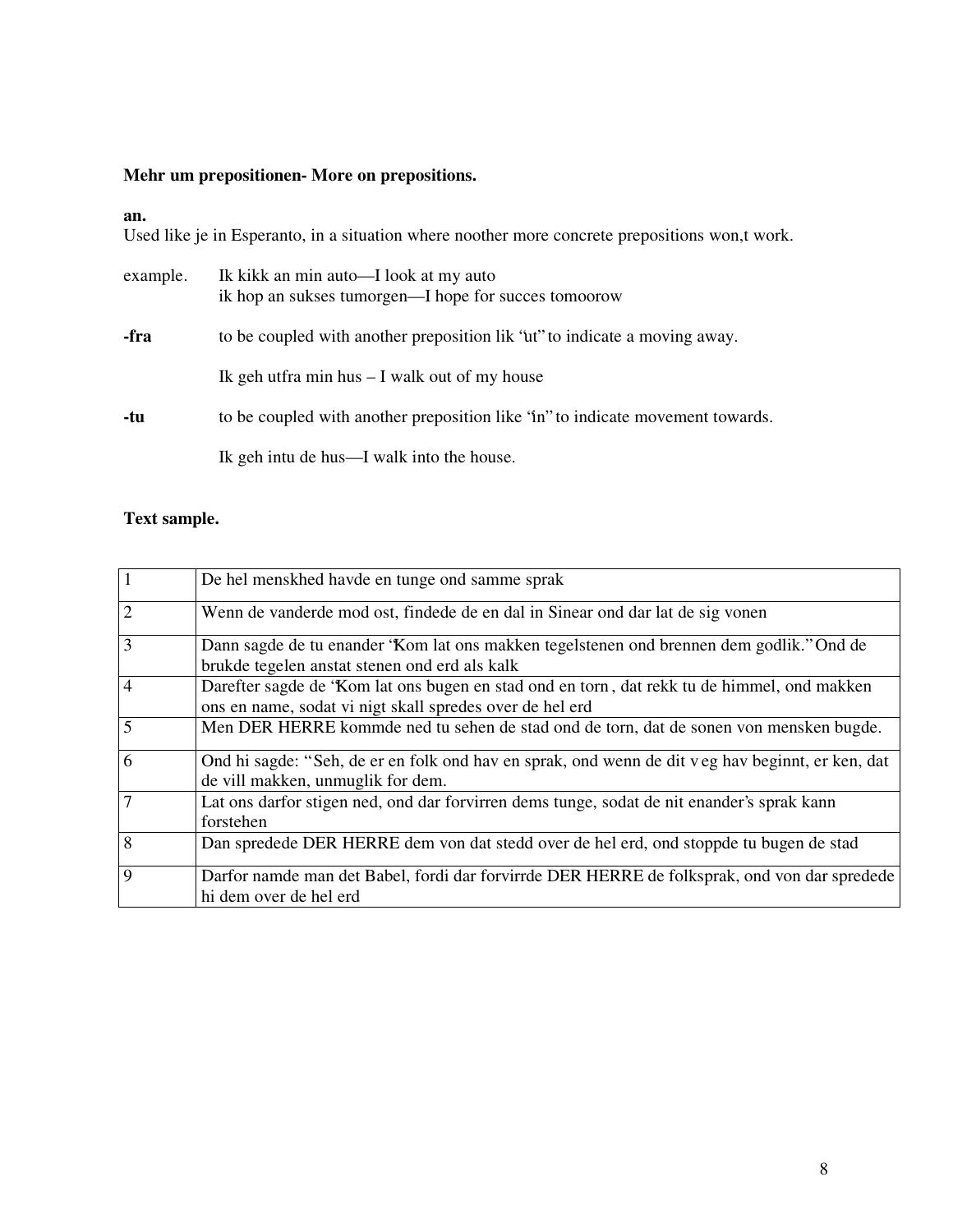**Mehr um prepositionen- More on prepositions.**

**an.**

Used like je in Esperanto, in a situation where noother more concrete prepositions won,t work.

example. Ik kikk an min auto—I look at my auto
ik hop an sukses tumorgen—I hope for succes tomoorow

**-fra** to be coupled with another preposition lik "ut" to indicate a moving away.

Ik geh utfra min hus – I walk out of my house

**-tu** to be coupled with another preposition like "in" to indicate movement towards.

Ik geh intu de hus—I walk into the house.

**Text sample.**

| | |
|---|---|
| 1 | De hel menskhed havde en tunge ond samme sprak |
| 2 | Wenn de vanderde mod ost, findede de en dal in Sinear ond dar lat de sig vonen |
| 3 | Dann sagde de tu enander "Kom lat ons makken tegelstenen ond brennen dem godlik." Ond de brukde tegelen anstat stenen ond erd als kalk |
| 4 | Darefter sagde de "Kom lat ons bugen en stad ond en torn , dat rekk tu de himmel, ond makken ons en name, sodat vi nigt skall spredes over de hel erd |
| 5 | Men DER HERRE kommde ned tu sehen de stad ond de torn, dat de sonen von mensken bugde. |
| 6 | Ond hi sagde: "Seh, de er en folk ond hav en sprak, ond wenn de dit veg hav beginnt, er ken, dat de vill makken, unmuglik for dem. |
| 7 | Lat ons darfor stigen ned, ond dar forvirren dems tunge, sodat de nit enander's sprak kann forstehen |
| 8 | Dan spredede DER HERRE dem von dat stedd over de hel erd, ond stoppde tu bugen de stad |
| 9 | Darfor namde man det Babel, fordi dar forvirrde DER HERRE de folksprak, ond von dar spredede hi dem over de hel erd |